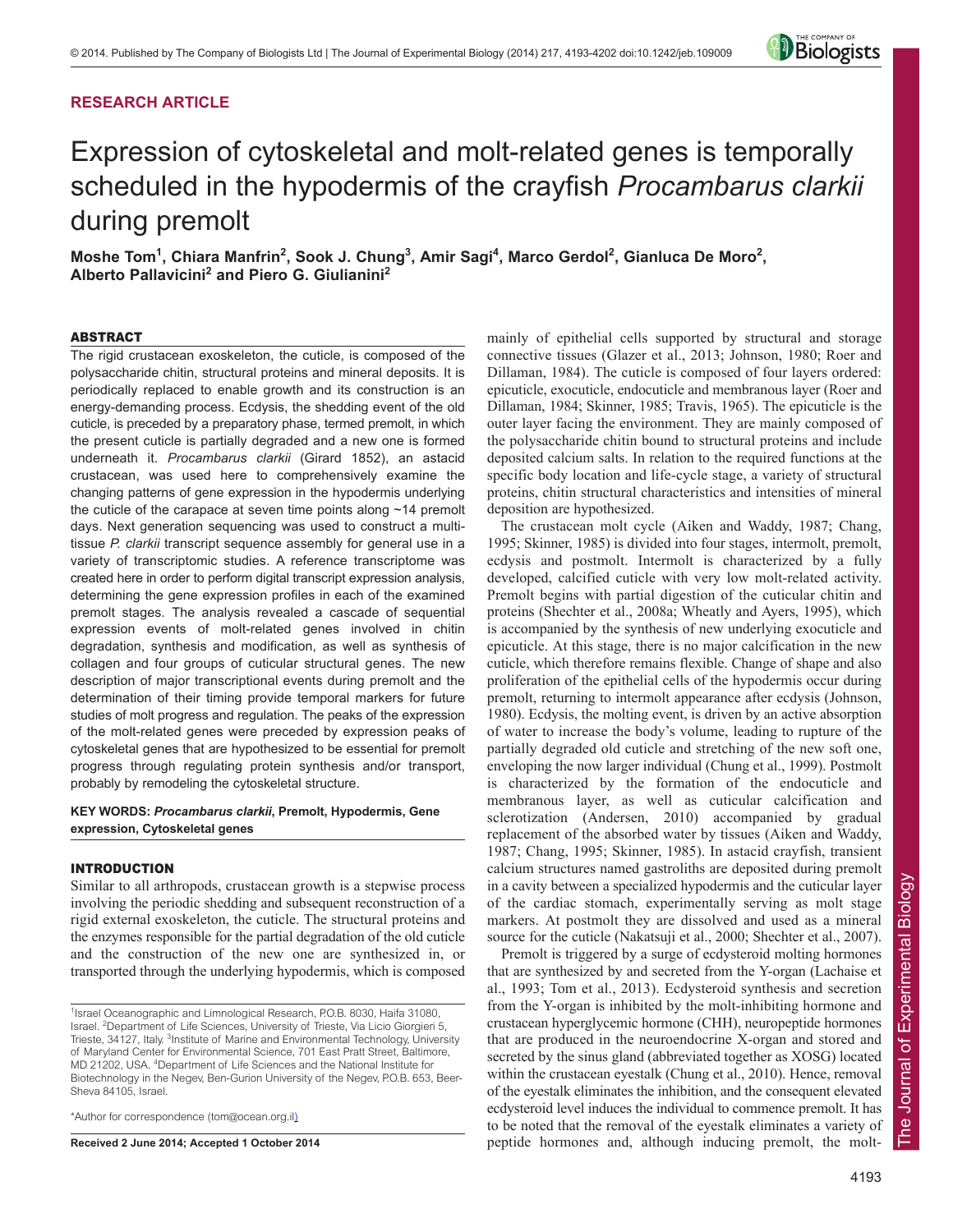RESEARCH ARTICLE

# Expression of cytoskeletal and molt-related genes is temporally scheduled in the hypodermis of the crayfish *Procambarus clarkii* during premolt

**Moshe Tom[1], Chiara Manfrin[2], Sook J. Chung[3], Amir Sagi[4], Marco Gerdol[2], Gianluca De Moro[2], Alberto Pallavicini[2] and Piero G. Giulianini[2]**

## ABSTRACT

The rigid crustacean exoskeleton, the cuticle, is composed of the polysaccharide chitin, structural proteins and mineral deposits. It is periodically replaced to enable growth and its construction is an energy-demanding process. Ecdysis, the shedding event of the old cuticle, is preceded by a preparatory phase, termed premolt, in which the present cuticle is partially degraded and a new one is formed underneath it. *Procambarus clarkii* (Girard 1852), an astacid crustacean, was used here to comprehensively examine the changing patterns of gene expression in the hypodermis underlying the cuticle of the carapace at seven time points along ~14 premolt days. Next generation sequencing was used to construct a multi-tissue *P. clarkii* transcript sequence assembly for general use in a variety of transcriptomic studies. A reference transcriptome was created here in order to perform digital transcript expression analysis, determining the gene expression profiles in each of the examined premolt stages. The analysis revealed a cascade of sequential expression events of molt-related genes involved in chitin degradation, synthesis and modification, as well as synthesis of collagen and four groups of cuticular structural genes. The new description of major transcriptional events during premolt and the determination of their timing provide temporal markers for future studies of molt progress and regulation. The peaks of the expression of the molt-related genes were preceded by expression peaks of cytoskeletal genes that are hypothesized to be essential for premolt progress through regulating protein synthesis and/or transport, probably by remodeling the cytoskeletal structure.

**KEY WORDS: *Procambarus clarkii*, Premolt, Hypodermis, Gene expression, Cytoskeletal genes**

## INTRODUCTION

Similar to all arthropods, crustacean growth is a stepwise process involving the periodic shedding and subsequent reconstruction of a rigid external exoskeleton, the cuticle. The structural proteins and the enzymes responsible for the partial degradation of the old cuticle and the construction of the new one are synthesized in, or transported through the underlying hypodermis, which is composed mainly of epithelial cells supported by structural and storage connective tissues (Glazer et al., 2013; Johnson, 1980; Roer and Dillaman, 1984). The cuticle is composed of four layers ordered: epicuticle, exocuticle, endocuticle and membranous layer (Roer and Dillaman, 1984; Skinner, 1985; Travis, 1965). The epicuticle is the outer layer facing the environment. They are mainly composed of the polysaccharide chitin bound to structural proteins and include deposited calcium salts. In relation to the required functions at the specific body location and life-cycle stage, a variety of structural proteins, chitin structural characteristics and intensities of mineral deposition are hypothesized.

The crustacean molt cycle (Aiken and Waddy, 1987; Chang, 1995; Skinner, 1985) is divided into four stages, intermolt, premolt, ecdysis and postmolt. Intermolt is characterized by a fully developed, calcified cuticle with very low molt-related activity. Premolt begins with partial digestion of the cuticular chitin and proteins (Shechter et al., 2008a; Wheatly and Ayers, 1995), which is accompanied by the synthesis of new underlying exocuticle and epicuticle. At this stage, there is no major calcification in the new cuticle, which therefore remains flexible. Change of shape and also proliferation of the epithelial cells of the hypodermis occur during premolt, returning to intermolt appearance after ecdysis (Johnson, 1980). Ecdysis, the molting event, is driven by an active absorption of water to increase the body's volume, leading to rupture of the partially degraded old cuticle and stretching of the new soft one, enveloping the now larger individual (Chung et al., 1999). Postmolt is characterized by the formation of the endocuticle and membranous layer, as well as cuticular calcification and sclerotization (Andersen, 2010) accompanied by gradual replacement of the absorbed water by tissues (Aiken and Waddy, 1987; Chang, 1995; Skinner, 1985). In astacid crayfish, transient calcium structures named gastroliths are deposited during premolt in a cavity between a specialized hypodermis and the cuticular layer of the cardiac stomach, experimentally serving as molt stage markers. At postmolt they are dissolved and used as a mineral source for the cuticle (Nakatsuji et al., 2000; Shechter et al., 2007).

Premolt is triggered by a surge of ecdysteroid molting hormones that are synthesized by and secreted from the Y-organ (Lachaise et al., 1993; Tom et al., 2013). Ecdysteroid synthesis and secretion from the Y-organ is inhibited by the molt-inhibiting hormone and crustacean hyperglycemic hormone (CHH), neuropeptide hormones that are produced in the neuroendocrine X-organ and stored and secreted by the sinus gland (abbreviated together as XOSG) located within the crustacean eyestalk (Chung et al., 2010). Hence, removal of the eyestalk eliminates the inhibition, and the consequent elevated ecdysteroid level induces the individual to commence premolt. It has to be noted that the removal of the eyestalk eliminates a variety of peptide hormones and, although inducing premolt, the molt-

[1]Israel Oceanographic and Limnological Research, P.O.B. 8030, Haifa 31080, Israel. [2]Department of Life Sciences, University of Trieste, Via Licio Giorgieri 5, Trieste, 34127, Italy. [3]Institute of Marine and Environmental Technology, University of Maryland Center for Environmental Science, 701 East Pratt Street, Baltimore, MD 21202, USA. [4]Department of Life Sciences and the National Institute for Biotechnology in the Negev, Ben-Gurion University of the Negev, P.O.B. 653, Beer-Sheva 84105, Israel.

*Author for correspondence (tom@ocean.org.il)

**Received 2 June 2014; Accepted 1 October 2014**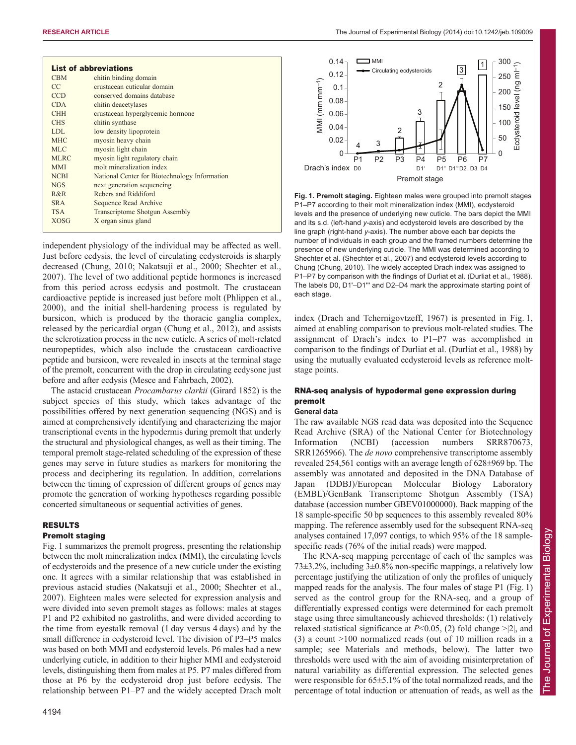**List of abbreviations**

| | |
|---|---|
| CBM | chitin binding domain |
| CC | crustacean cuticular domain |
| CCD | conserved domains database |
| CDA | chitin deacetylases |
| CHH | crustacean hyperglycemic hormone |
| CHS | chitin synthase |
| LDL | low density lipoprotein |
| MHC | myosin heavy chain |
| MLC | myosin light chain |
| MLRC | myosin light regulatory chain |
| MMI | molt mineralization index |
| NCBI | National Center for Biotechnology Information |
| NGS | next generation sequencing |
| R&R | Rebers and Riddiford |
| SRA | Sequence Read Archive |
| TSA | Transcriptome Shotgun Assembly |
| XOSG | X organ sinus gland |

independent physiology of the individual may be affected as well. Just before ecdysis, the level of circulating ecdysteroids is sharply decreased (Chung, 2010; Nakatsuji et al., 2000; Shechter et al., 2007). The level of two additional peptide hormones is increased from this period across ecdysis and postmolt. The crustacean cardioactive peptide is increased just before molt (Phlippen et al., 2000), and the initial shell-hardening process is regulated by bursicon, which is produced by the thoracic ganglia complex, released by the pericardial organ (Chung et al., 2012), and assists the sclerotization process in the new cuticle. A series of molt-related neuropeptides, which also include the crustacean cardioactive peptide and bursicon, were revealed in insects at the terminal stage of the premolt, concurrent with the drop in circulating ecdysone just before and after ecdysis (Mesce and Fahrbach, 2002).

The astacid crustacean *Procambarus clarkii* (Girard 1852) is the subject species of this study, which takes advantage of the possibilities offered by next generation sequencing (NGS) and is aimed at comprehensively identifying and characterizing the major transcriptional events in the hypodermis during premolt that underly the structural and physiological changes, as well as their timing. The temporal premolt stage-related scheduling of the expression of these genes may serve in future studies as markers for monitoring the process and deciphering its regulation. In addition, correlations between the timing of expression of different groups of genes may promote the generation of working hypotheses regarding possible concerted simultaneous or sequential activities of genes.

## RESULTS

### Premolt staging

Fig. 1 summarizes the premolt progress, presenting the relationship between the molt mineralization index (MMI), the circulating levels of ecdysteroids and the presence of a new cuticle under the existing one. It agrees with a similar relationship that was established in previous astacid studies (Nakatsuji et al., 2000; Shechter et al., 2007). Eighteen males were selected for expression analysis and were divided into seven premolt stages as follows: males at stages P1 and P2 exhibited no gastroliths, and were divided according to the time from eyestalk removal (1 day versus 4 days) and by the small difference in ecdysteroid level. The division of P3–P5 males was based on both MMI and ecdysteroid levels. P6 males had a new underlying cuticle, in addition to their higher MMI and ecdysteroid levels, distinguishing them from males at P5. P7 males differed from those at P6 by the ecdysteroid drop just before ecdysis. The relationship between P1–P7 and the widely accepted Drach molt index (Drach and Tchernigovtzeff, 1967) is presented in Fig. 1, aimed at enabling comparison to previous molt-related studies. The assignment of Drach's index to P1–P7 was accomplished in comparison to the findings of Durliat et al. (Durliat et al., 1988) by using the mutually evaluated ecdysteroid levels as reference molt-stage points.

**Fig. 1. Premolt staging.** Eighteen males were grouped into premolt stages P1–P7 according to their molt mineralization index (MMI), ecdysteroid levels and the presence of underlying new cuticle. The bars depict the MMI and its s.d. (left-hand *y*-axis) and ecdysteroid levels are described by the line graph (right-hand *y*-axis). The number above each bar depicts the number of individuals in each group and the framed numbers determine the presence of new underlying cuticle. The MMI was determined according to Shechter et al. (Shechter et al., 2007) and ecdysteroid levels according to Chung (Chung, 2010). The widely accepted Drach index was assigned to P1–P7 by comparison with the findings of Durliat et al. (Durliat et al., 1988). The labels D0, D1′–D1‴ and D2–D4 mark the approximate starting point of each stage.

### RNA-seq analysis of hypodermal gene expression during premolt

#### General data

The raw available NGS read data was deposited into the Sequence Read Archive (SRA) of the National Center for Biotechnology Information (NCBI) (accession numbers SRR870673, SRR1265966). The *de novo* comprehensive transcriptome assembly revealed 254,561 contigs with an average length of 628±969 bp. The assembly was annotated and deposited in the DNA Database of Japan (DDBJ)/European Molecular Biology Laboratory (EMBL)/GenBank Transcriptome Shotgun Assembly (TSA) database (accession number GBEV01000000). Back mapping of the 18 sample-specific 50 bp sequences to this assembly revealed 80% mapping. The reference assembly used for the subsequent RNA-seq analyses contained 17,097 contigs, to which 95% of the 18 sample-specific reads (76% of the initial reads) were mapped.

The RNA-seq mapping percentage of each of the samples was 73±3.2%, including 3±0.8% non-specific mappings, a relatively low percentage justifying the utilization of only the profiles of uniquely mapped reads for the analysis. The four males of stage P1 (Fig. 1) served as the control group for the RNA-seq, and a group of differentially expressed contigs were determined for each premolt stage using three simultaneously achieved thresholds: (1) relatively relaxed statistical significance at $P<0.05$, (2) fold change >|2|, and (3) a count >100 normalized reads (out of 10 million reads in a sample; see Materials and methods, below). The latter two thresholds were used with the aim of avoiding misinterpretation of natural variability as differential expression. The selected genes were responsible for 65±5.1% of the total normalized reads, and the percentage of total induction or attenuation of reads, as well as the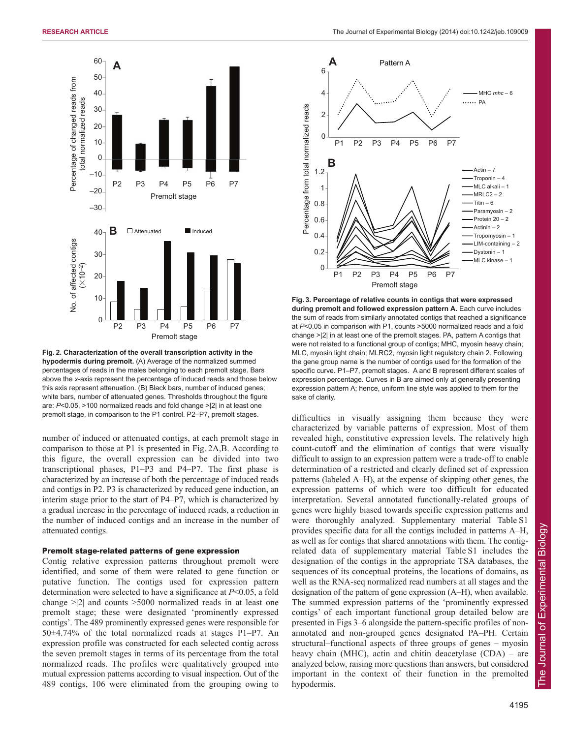**Fig. 2. Characterization of the overall transcription activity in the hypodermis during premolt.** (A) Average of the normalized summed percentages of reads in the males belonging to each premolt stage. Bars above the *x*-axis represent the percentage of induced reads and those below this axis represent attenuation. (B) Black bars, number of induced genes; white bars, number of attenuated genes. Thresholds throughout the figure are: $P<0.05$, >100 normalized reads and fold change >|2| in at least one premolt stage, in comparison to the P1 control. P2–P7, premolt stages.

number of induced or attenuated contigs, at each premolt stage in comparison to those at P1 is presented in Fig. 2A,B. According to this figure, the overall expression can be divided into two transcriptional phases, P1–P3 and P4–P7. The first phase is characterized by an increase of both the percentage of induced reads and contigs in P2. P3 is characterized by reduced gene induction, an interim stage prior to the start of P4–P7, which is characterized by a gradual increase in the percentage of induced reads, a reduction in the number of induced contigs and an increase in the number of attenuated contigs.

### Premolt stage-related patterns of gene expression

Contig relative expression patterns throughout premolt were identified, and some of them were related to gene function or putative function. The contigs used for expression pattern determination were selected to have a significance at $P<0.05$, a fold change >|2| and counts >5000 normalized reads in at least one premolt stage; these were designated 'prominently expressed contigs'. The 489 prominently expressed genes were responsible for 50±4.74% of the total normalized reads at stages P1–P7. An expression profile was constructed for each selected contig across the seven premolt stages in terms of its percentage from the total normalized reads. The profiles were qualitatively grouped into mutual expression patterns according to visual inspection. Out of the 489 contigs, 106 were eliminated from the grouping owing to difficulties in visually assigning them because they were characterized by variable patterns of expression. Most of them revealed high, constitutive expression levels. The relatively high count-cutoff and the elimination of contigs that were visually difficult to assign to an expression pattern were a trade-off to enable determination of a restricted and clearly defined set of expression patterns (labeled A–H), at the expense of skipping other genes, the expression patterns of which were too difficult for educated interpretation. Several annotated functionally-related groups of genes were highly biased towards specific expression patterns and were thoroughly analyzed. Supplementary material Table S1 provides specific data for all the contigs included in patterns A–H, as well as for contigs that shared annotation with them. The contig-related data of supplementary material Table S1 includes the designation of the contigs in the appropriate TSA databases, the sequences of its conceptual proteins, the locations of domains, as well as the RNA-seq normalized read numbers at all stages and the designation of the pattern of gene expression (A–H), when available. The summed expression patterns of the 'prominently expressed contigs' of each important functional group detailed below are presented in Figs 3–6 alongside the pattern-specific profiles of non-annotated and non-grouped genes designated PA–PH. Certain structural–functional aspects of three groups of genes – myosin heavy chain (MHC), actin and chitin deacetylase (CDA) – are analyzed below, raising more questions than answers, but considered important in the context of their function in the premolted hypodermis.

**Fig. 3. Percentage of relative counts in contigs that were expressed during premolt and followed expression pattern A.** Each curve includes the sum of reads from similarly annotated contigs that reached a significance at $P<0.05$ in comparison with P1, counts >5000 normalized reads and a fold change >|2| in at least one of the premolt stages. PA, pattern A contigs that were not related to a functional group of contigs; MHC, myosin heavy chain; MLC, myosin light chain; MLRC2, myosin light regulatory chain 2. Following the gene group name is the number of contigs used for the formation of the specific curve. P1–P7, premolt stages. A and B represent different scales of expression percentage. Curves in B are aimed only at generally presenting expression pattern A; hence, uniform line style was applied to them for the sake of clarity.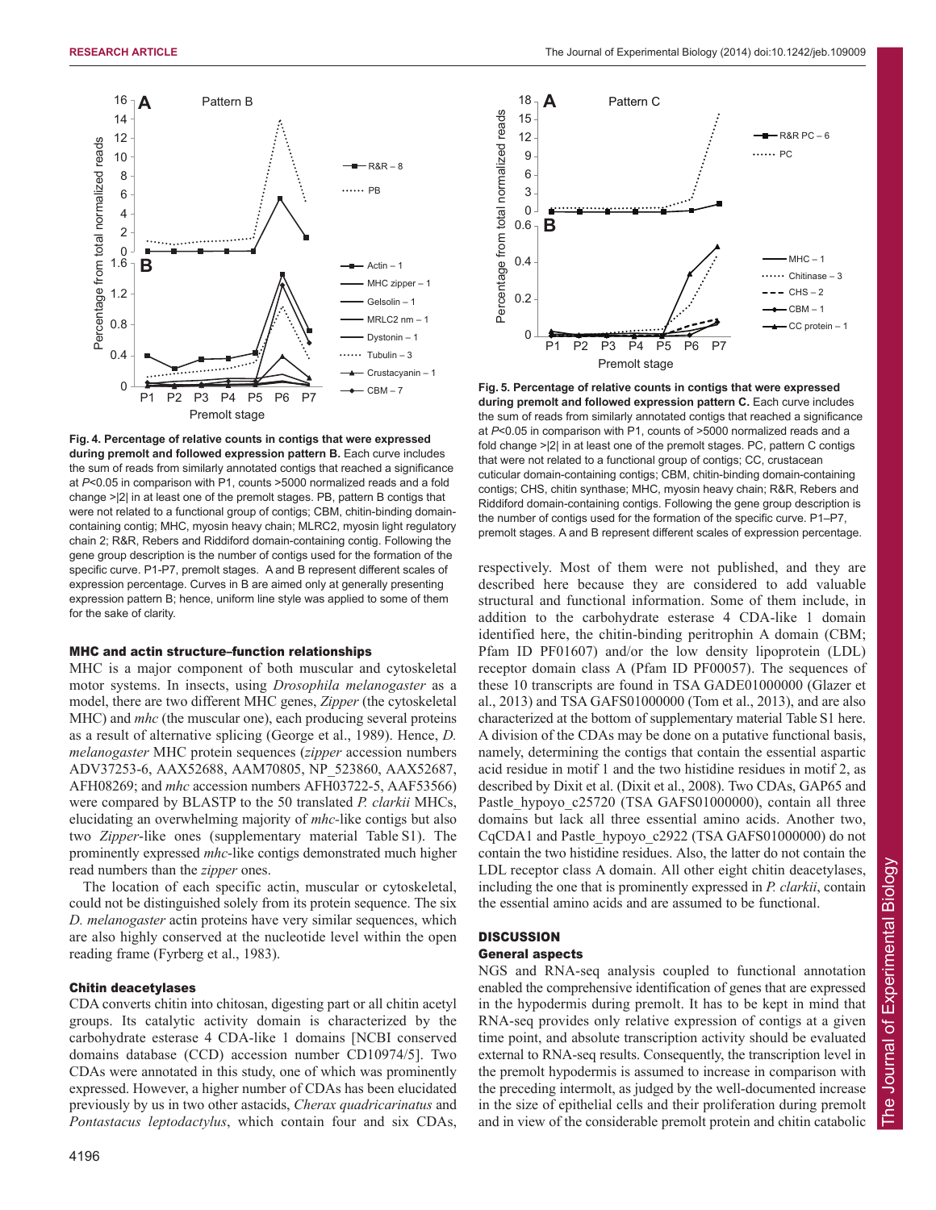**Fig. 4. Percentage of relative counts in contigs that were expressed during premolt and followed expression pattern B.** Each curve includes the sum of reads from similarly annotated contigs that reached a significance at $P<0.05$ in comparison with P1, counts >5000 normalized reads and a fold change >|2| in at least one of the premolt stages. PB, pattern B contigs that were not related to a functional group of contigs; CBM, chitin-binding domain-containing contig; MHC, myosin heavy chain; MLRC2, myosin light regulatory chain 2; R&R, Rebers and Riddiford domain-containing contig. Following the gene group description is the number of contigs used for the formation of the specific curve. P1-P7, premolt stages. A and B represent different scales of expression percentage. Curves in B are aimed only at generally presenting expression pattern B; hence, uniform line style was applied to some of them for the sake of clarity.

**Fig. 5. Percentage of relative counts in contigs that were expressed during premolt and followed expression pattern C.** Each curve includes the sum of reads from similarly annotated contigs that reached a significance at $P<0.05$ in comparison with P1, counts of >5000 normalized reads and a fold change >|2| in at least one of the premolt stages. PC, pattern C contigs that were not related to a functional group of contigs; CC, crustacean cuticular domain-containing contigs; CBM, chitin-binding domain-containing contigs; CHS, chitin synthase; MHC, myosin heavy chain; R&R, Rebers and Riddiford domain-containing contigs. Following the gene group description is the number of contigs used for the formation of the specific curve. P1–P7, premolt stages. A and B represent different scales of expression percentage.

### MHC and actin structure–function relationships

MHC is a major component of both muscular and cytoskeletal motor systems. In insects, using *Drosophila melanogaster* as a model, there are two different MHC genes, *Zipper* (the cytoskeletal MHC) and *mhc* (the muscular one), each producing several proteins as a result of alternative splicing (George et al., 1989). Hence, *D. melanogaster* MHC protein sequences (*zipper* accession numbers ADV37253-6, AAX52688, AAM70805, NP_523860, AAX52687, AFH08269; and *mhc* accession numbers AFH03722-5, AAF53566) were compared by BLASTP to the 50 translated *P. clarkii* MHCs, elucidating an overwhelming majority of *mhc*-like contigs but also two *Zipper*-like ones (supplementary material Table S1). The prominently expressed *mhc*-like contigs demonstrated much higher read numbers than the *zipper* ones.

The location of each specific actin, muscular or cytoskeletal, could not be distinguished solely from its protein sequence. The six *D. melanogaster* actin proteins have very similar sequences, which are also highly conserved at the nucleotide level within the open reading frame (Fyrberg et al., 1983).

### Chitin deacetylases

CDA converts chitin into chitosan, digesting part or all chitin acetyl groups. Its catalytic activity domain is characterized by the carbohydrate esterase 4 CDA-like 1 domains [NCBI conserved domains database (CCD) accession number CD10974/5]. Two CDAs were annotated in this study, one of which was prominently expressed. However, a higher number of CDAs has been elucidated previously by us in two other astacids, *Cherax quadricarinatus* and *Pontastacus leptodactylus*, which contain four and six CDAs, respectively. Most of them were not published, and they are described here because they are considered to add valuable structural and functional information. Some of them include, in addition to the carbohydrate esterase 4 CDA-like 1 domain identified here, the chitin-binding peritrophin A domain (CBM; Pfam ID PF01607) and/or the low density lipoprotein (LDL) receptor domain class A (Pfam ID PF00057). The sequences of these 10 transcripts are found in TSA GADE01000000 (Glazer et al., 2013) and TSA GAFS01000000 (Tom et al., 2013), and are also characterized at the bottom of supplementary material Table S1 here. A division of the CDAs may be done on a putative functional basis, namely, determining the contigs that contain the essential aspartic acid residue in motif 1 and the two histidine residues in motif 2, as described by Dixit et al. (Dixit et al., 2008). Two CDAs, GAP65 and Pastle_hypoyo_c25720 (TSA GAFS01000000), contain all three essential amino acids. Another two, CqCDA1 and Pastle_hypoyo_c2922 (TSA GAFS01000000) do not contain the two histidine residues. Also, the latter do not contain the LDL receptor class A domain. All other eight chitin deacetylases, including the one that is prominently expressed in *P. clarkii*, contain the essential amino acids and are assumed to be functional.

## DISCUSSION

### General aspects

NGS and RNA-seq analysis coupled to functional annotation enabled the comprehensive identification of genes that are expressed in the hypodermis during premolt. It has to be kept in mind that RNA-seq provides only relative expression of contigs at a given time point, and absolute transcription activity should be evaluated external to RNA-seq results. Consequently, the transcription level in the premolt hypodermis is assumed to increase in comparison with the preceding intermolt, as judged by the well-documented increase in the size of epithelial cells and their proliferation during premolt and in view of the considerable premolt protein and chitin catabolic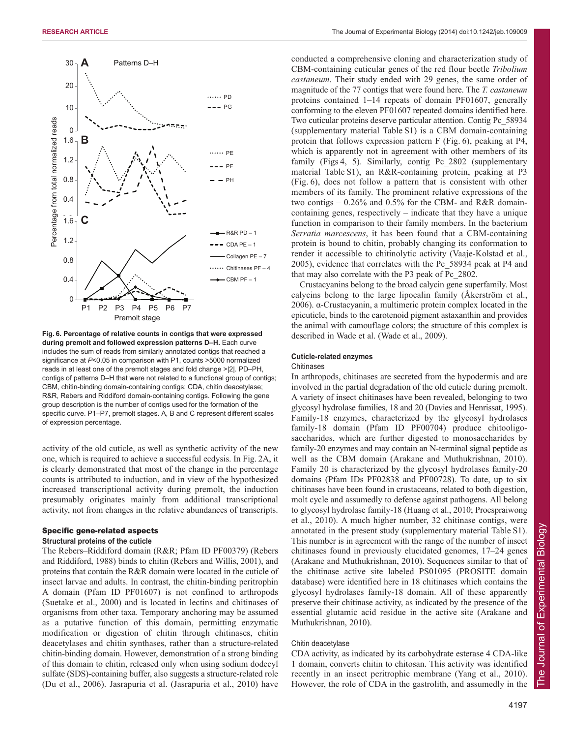**Fig. 6. Percentage of relative counts in contigs that were expressed during premolt and followed expression patterns D–H.** Each curve includes the sum of reads from similarly annotated contigs that reached a significance at $P$<0.05 in comparison with P1, counts >5000 normalized reads in at least one of the premolt stages and fold change >|2|. PD–PH, contigs of patterns D–H that were not related to a functional group of contigs; CBM, chitin-binding domain-containing contigs; CDA, chitin deacetylase; R&R, Rebers and Riddiford domain-containing contigs. Following the gene group description is the number of contigs used for the formation of the specific curve. P1–P7, premolt stages. A, B and C represent different scales of expression percentage.

activity of the old cuticle, as well as synthetic activity of the new one, which is required to achieve a successful ecdysis. In Fig. 2A, it is clearly demonstrated that most of the change in the percentage counts is attributed to induction, and in view of the hypothesized increased transcriptional activity during premolt, the induction presumably originates mainly from additional transcriptional activity, not from changes in the relative abundances of transcripts.

## Specific gene-related aspects

### Structural proteins of the cuticle

The Rebers–Riddiford domain (R&R; Pfam ID PF00379) (Rebers and Riddiford, 1988) binds to chitin (Rebers and Willis, 2001), and proteins that contain the R&R domain were located in the cuticle of insect larvae and adults. In contrast, the chitin-binding peritrophin A domain (Pfam ID PF01607) is not confined to arthropods (Suetake et al., 2000) and is located in lectins and chitinases of organisms from other taxa. Temporary anchoring may be assumed as a putative function of this domain, permitting enzymatic modification or digestion of chitin through chitinases, chitin deacetylases and chitin synthases, rather than a structure-related chitin-binding domain. However, demonstration of a strong binding of this domain to chitin, released only when using sodium dodecyl sulfate (SDS)-containing buffer, also suggests a structure-related role (Du et al., 2006). Jasrapuria et al. (Jasrapuria et al., 2010) have conducted a comprehensive cloning and characterization study of CBM-containing cuticular genes of the red flour beetle *Tribolium castaneum*. Their study ended with 29 genes, the same order of magnitude of the 77 contigs that were found here. The *T. castaneum* proteins contained 1–14 repeats of domain PF01607, generally conforming to the eleven PF01607 repeated domains identified here. Two cuticular proteins deserve particular attention. Contig Pc_58934 (supplementary material Table S1) is a CBM domain-containing protein that follows expression pattern F (Fig. 6), peaking at P4, which is apparently not in agreement with other members of its family (Figs 4, 5). Similarly, contig Pc_2802 (supplementary material Table S1), an R&R-containing protein, peaking at P3 (Fig. 6), does not follow a pattern that is consistent with other members of its family. The prominent relative expressions of the two contigs – 0.26% and 0.5% for the CBM- and R&R domain-containing genes, respectively – indicate that they have a unique function in comparison to their family members. In the bacterium *Serratia marcescens*, it has been found that a CBM-containing protein is bound to chitin, probably changing its conformation to render it accessible to chitinolytic activity (Vaaje-Kolstad et al., 2005), evidence that correlates with the Pc_58934 peak at P4 and that may also correlate with the P3 peak of Pc_2802.

Crustacyanins belong to the broad calycin gene superfamily. Most calycins belong to the large lipocalin family (Åkerström et al., 2006). α-Crustacyanin, a multimeric protein complex located in the epicuticle, binds to the carotenoid pigment astaxanthin and provides the animal with camouflage colors; the structure of this complex is described in Wade et al. (Wade et al., 2009).

### Cuticle-related enzymes

#### Chitinases

In arthropods, chitinases are secreted from the hypodermis and are involved in the partial degradation of the old cuticle during premolt. A variety of insect chitinases have been revealed, belonging to two glycosyl hydrolase families, 18 and 20 (Davies and Henrissat, 1995). Family-18 enzymes, characterized by the glycosyl hydrolases family-18 domain (Pfam ID PF00704) produce chitooligosaccharides, which are further digested to monosaccharides by family-20 enzymes and may contain an N-terminal signal peptide as well as the CBM domain (Arakane and Muthukrishnan, 2010). Family 20 is characterized by the glycosyl hydrolases family-20 domains (Pfam IDs PF02838 and PF00728). To date, up to six chitinases have been found in crustaceans, related to both digestion, molt cycle and assumedly to defense against pathogens. All belong to glycosyl hydrolase family-18 (Huang et al., 2010; Proespraiwong et al., 2010). A much higher number, 32 chitinase contigs, were annotated in the present study (supplementary material Table S1). This number is in agreement with the range of the number of insect chitinases found in previously elucidated genomes, 17–24 genes (Arakane and Muthukrishnan, 2010). Sequences similar to that of the chitinase active site labeled PS01095 (PROSITE domain database) were identified here in 18 chitinases which contains the glycosyl hydrolases family-18 domain. All of these apparently preserve their chitinase activity, as indicated by the presence of the essential glutamic acid residue in the active site (Arakane and Muthukrishnan, 2010).

#### Chitin deacetylase

CDA activity, as indicated by its carbohydrate esterase 4 CDA-like 1 domain, converts chitin to chitosan. This activity was identified recently in an insect peritrophic membrane (Yang et al., 2010). However, the role of CDA in the gastrolith, and assumedly in the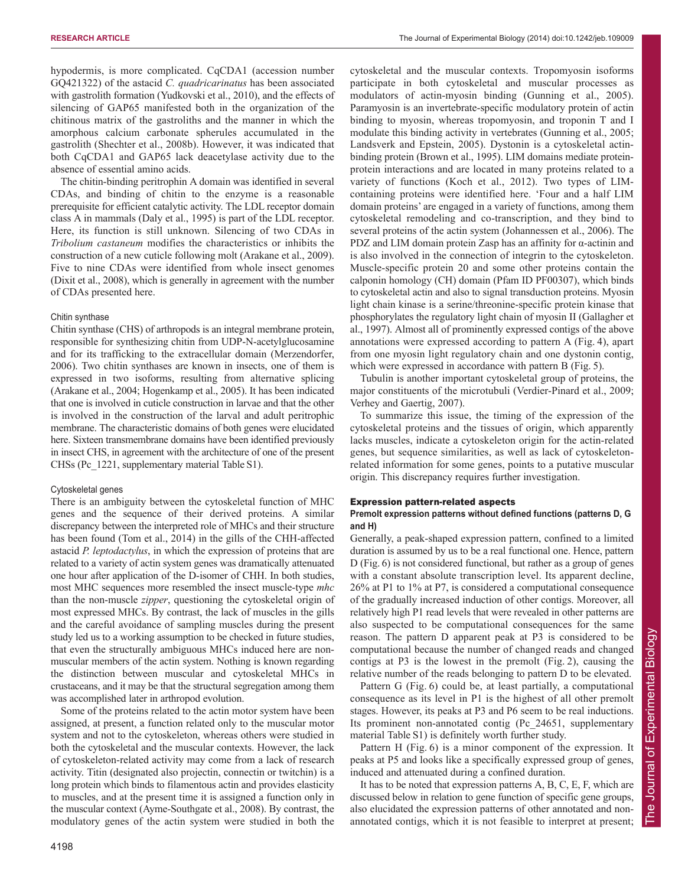hypodermis, is more complicated. CqCDA1 (accession number GQ421322) of the astacid *C. quadricarinatus* has been associated with gastrolith formation (Yudkovski et al., 2010), and the effects of silencing of GAP65 manifested both in the organization of the chitinous matrix of the gastroliths and the manner in which the amorphous calcium carbonate spherules accumulated in the gastrolith (Shechter et al., 2008b). However, it was indicated that both CqCDA1 and GAP65 lack deacetylase activity due to the absence of essential amino acids.

The chitin-binding peritrophin A domain was identified in several CDAs, and binding of chitin to the enzyme is a reasonable prerequisite for efficient catalytic activity. The LDL receptor domain class A in mammals (Daly et al., 1995) is part of the LDL receptor. Here, its function is still unknown. Silencing of two CDAs in *Tribolium castaneum* modifies the characteristics or inhibits the construction of a new cuticle following molt (Arakane et al., 2009). Five to nine CDAs were identified from whole insect genomes (Dixit et al., 2008), which is generally in agreement with the number of CDAs presented here.

#### Chitin synthase

Chitin synthase (CHS) of arthropods is an integral membrane protein, responsible for synthesizing chitin from UDP-N-acetylglucosamine and for its trafficking to the extracellular domain (Merzendorfer, 2006). Two chitin synthases are known in insects, one of them is expressed in two isoforms, resulting from alternative splicing (Arakane et al., 2004; Hogenkamp et al., 2005). It has been indicated that one is involved in cuticle construction in larvae and that the other is involved in the construction of the larval and adult peritrophic membrane. The characteristic domains of both genes were elucidated here. Sixteen transmembrane domains have been identified previously in insect CHS, in agreement with the architecture of one of the present CHSs (Pc_1221, supplementary material Table S1).

#### Cytoskeletal genes

There is an ambiguity between the cytoskeletal function of MHC genes and the sequence of their derived proteins. A similar discrepancy between the interpreted role of MHCs and their structure has been found (Tom et al., 2014) in the gills of the CHH-affected astacid *P. leptodactylus*, in which the expression of proteins that are related to a variety of actin system genes was dramatically attenuated one hour after application of the D-isomer of CHH. In both studies, most MHC sequences more resembled the insect muscle-type *mhc* than the non-muscle *zipper*, questioning the cytoskeletal origin of most expressed MHCs. By contrast, the lack of muscles in the gills and the careful avoidance of sampling muscles during the present study led us to a working assumption to be checked in future studies, that even the structurally ambiguous MHCs induced here are non-muscular members of the actin system. Nothing is known regarding the distinction between muscular and cytoskeletal MHCs in crustaceans, and it may be that the structural segregation among them was accomplished later in arthropod evolution.

Some of the proteins related to the actin motor system have been assigned, at present, a function related only to the muscular motor system and not to the cytoskeleton, whereas others were studied in both the cytoskeletal and the muscular contexts. However, the lack of cytoskeleton-related activity may come from a lack of research activity. Titin (designated also projectin, connectin or twitchin) is a long protein which binds to filamentous actin and provides elasticity to muscles, and at the present time it is assigned a function only in the muscular context (Ayme-Southgate et al., 2008). By contrast, the modulatory genes of the actin system were studied in both the cytoskeletal and the muscular contexts. Tropomyosin isoforms participate in both cytoskeletal and muscular processes as modulators of actin-myosin binding (Gunning et al., 2005). Paramyosin is an invertebrate-specific modulatory protein of actin binding to myosin, whereas tropomyosin, and troponin T and I modulate this binding activity in vertebrates (Gunning et al., 2005; Landsverk and Epstein, 2005). Dystonin is a cytoskeletal actin-binding protein (Brown et al., 1995). LIM domains mediate protein-protein interactions and are located in many proteins related to a variety of functions (Koch et al., 2012). Two types of LIM-containing proteins were identified here. 'Four and a half LIM domain proteins' are engaged in a variety of functions, among them cytoskeletal remodeling and co-transcription, and they bind to several proteins of the actin system (Johannessen et al., 2006). The PDZ and LIM domain protein Zasp has an affinity for α-actinin and is also involved in the connection of integrin to the cytoskeleton. Muscle-specific protein 20 and some other proteins contain the calponin homology (CH) domain (Pfam ID PF00307), which binds to cytoskeletal actin and also to signal transduction proteins. Myosin light chain kinase is a serine/threonine-specific protein kinase that phosphorylates the regulatory light chain of myosin II (Gallagher et al., 1997). Almost all of prominently expressed contigs of the above annotations were expressed according to pattern A (Fig. 4), apart from one myosin light regulatory chain and one dystonin contig, which were expressed in accordance with pattern B (Fig. 5).

Tubulin is another important cytoskeletal group of proteins, the major constituents of the microtubuli (Verdier-Pinard et al., 2009; Verhey and Gaertig, 2007).

To summarize this issue, the timing of the expression of the cytoskeletal proteins and the tissues of origin, which apparently lacks muscles, indicate a cytoskeleton origin for the actin-related genes, but sequence similarities, as well as lack of cytoskeleton-related information for some genes, points to a putative muscular origin. This discrepancy requires further investigation.

### Expression pattern-related aspects

#### Premolt expression patterns without defined functions (patterns D, G and H)

Generally, a peak-shaped expression pattern, confined to a limited duration is assumed by us to be a real functional one. Hence, pattern D (Fig. 6) is not considered functional, but rather as a group of genes with a constant absolute transcription level. Its apparent decline, 26% at P1 to 1% at P7, is considered a computational consequence of the gradually increased induction of other contigs. Moreover, all relatively high P1 read levels that were revealed in other patterns are also suspected to be computational consequences for the same reason. The pattern D apparent peak at P3 is considered to be computational because the number of changed reads and changed contigs at P3 is the lowest in the premolt (Fig. 2), causing the relative number of the reads belonging to pattern D to be elevated.

Pattern G (Fig. 6) could be, at least partially, a computational consequence as its level in P1 is the highest of all other premolt stages. However, its peaks at P3 and P6 seem to be real inductions. Its prominent non-annotated contig (Pc_24651, supplementary material Table S1) is definitely worth further study.

Pattern H (Fig. 6) is a minor component of the expression. It peaks at P5 and looks like a specifically expressed group of genes, induced and attenuated during a confined duration.

It has to be noted that expression patterns A, B, C, E, F, which are discussed below in relation to gene function of specific gene groups, also elucidated the expression patterns of other annotated and non-annotated contigs, which it is not feasible to interpret at present;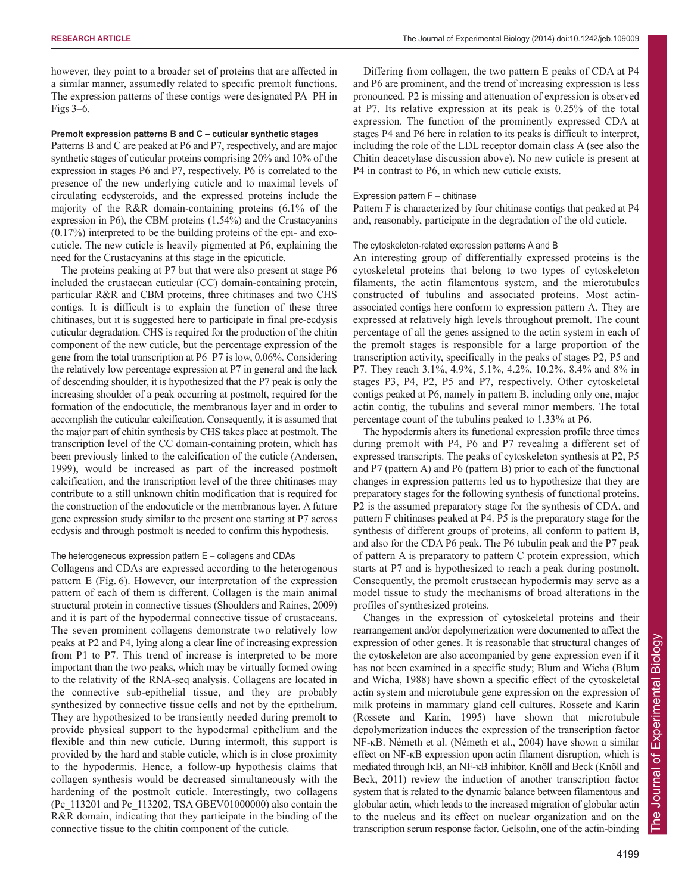however, they point to a broader set of proteins that are affected in a similar manner, assumedly related to specific premolt functions. The expression patterns of these contigs were designated PA–PH in Figs 3–6.

#### Premolt expression patterns B and C – cuticular synthetic stages

Patterns B and C are peaked at P6 and P7, respectively, and are major synthetic stages of cuticular proteins comprising 20% and 10% of the expression in stages P6 and P7, respectively. P6 is correlated to the presence of the new underlying cuticle and to maximal levels of circulating ecdysteroids, and the expressed proteins include the majority of the R&R domain-containing proteins (6.1% of the expression in P6), the CBM proteins (1.54%) and the Crustacyanins (0.17%) interpreted to be the building proteins of the epi- and exo-cuticle. The new cuticle is heavily pigmented at P6, explaining the need for the Crustacyanins at this stage in the epicuticle.

The proteins peaking at P7 but that were also present at stage P6 included the crustacean cuticular (CC) domain-containing protein, particular R&R and CBM proteins, three chitinases and two CHS contigs. It is difficult is to explain the function of these three chitinases, but it is suggested here to participate in final pre-ecdysis cuticular degradation. CHS is required for the production of the chitin component of the new cuticle, but the percentage expression of the gene from the total transcription at P6–P7 is low, 0.06%. Considering the relatively low percentage expression at P7 in general and the lack of descending shoulder, it is hypothesized that the P7 peak is only the increasing shoulder of a peak occurring at postmolt, required for the formation of the endocuticle, the membranous layer and in order to accomplish the cuticular calcification. Consequently, it is assumed that the major part of chitin synthesis by CHS takes place at postmolt. The transcription level of the CC domain-containing protein, which has been previously linked to the calcification of the cuticle (Andersen, 1999), would be increased as part of the increased postmolt calcification, and the transcription level of the three chitinases may contribute to a still unknown chitin modification that is required for the construction of the endocuticle or the membranous layer. A future gene expression study similar to the present one starting at P7 across ecdysis and through postmolt is needed to confirm this hypothesis.

#### The heterogeneous expression pattern E – collagens and CDAs

Collagens and CDAs are expressed according to the heterogenous pattern E (Fig. 6). However, our interpretation of the expression pattern of each of them is different. Collagen is the main animal structural protein in connective tissues (Shoulders and Raines, 2009) and it is part of the hypodermal connective tissue of crustaceans. The seven prominent collagens demonstrate two relatively low peaks at P2 and P4, lying along a clear line of increasing expression from P1 to P7. This trend of increase is interpreted to be more important than the two peaks, which may be virtually formed owing to the relativity of the RNA-seq analysis. Collagens are located in the connective sub-epithelial tissue, and they are probably synthesized by connective tissue cells and not by the epithelium. They are hypothesized to be transiently needed during premolt to provide physical support to the hypodermal epithelium and the flexible and thin new cuticle. During intermolt, this support is provided by the hard and stable cuticle, which is in close proximity to the hypodermis. Hence, a follow-up hypothesis claims that collagen synthesis would be decreased simultaneously with the hardening of the postmolt cuticle. Interestingly, two collagens (Pc_113201 and Pc_113202, TSA GBEV01000000) also contain the R&R domain, indicating that they participate in the binding of the connective tissue to the chitin component of the cuticle.

Differing from collagen, the two pattern E peaks of CDA at P4 and P6 are prominent, and the trend of increasing expression is less pronounced. P2 is missing and attenuation of expression is observed at P7. Its relative expression at its peak is 0.25% of the total expression. The function of the prominently expressed CDA at stages P4 and P6 here in relation to its peaks is difficult to interpret, including the role of the LDL receptor domain class A (see also the Chitin deacetylase discussion above). No new cuticle is present at P4 in contrast to P6, in which new cuticle exists.

#### Expression pattern F – chitinase

Pattern F is characterized by four chitinase contigs that peaked at P4 and, reasonably, participate in the degradation of the old cuticle.

#### The cytoskeleton-related expression patterns A and B

An interesting group of differentially expressed proteins is the cytoskeletal proteins that belong to two types of cytoskeleton filaments, the actin filamentous system, and the microtubules constructed of tubulins and associated proteins. Most actin-associated contigs here conform to expression pattern A. They are expressed at relatively high levels throughout premolt. The count percentage of all the genes assigned to the actin system in each of the premolt stages is responsible for a large proportion of the transcription activity, specifically in the peaks of stages P2, P5 and P7. They reach 3.1%, 4.9%, 5.1%, 4.2%, 10.2%, 8.4% and 8% in stages P3, P4, P2, P5 and P7, respectively. Other cytoskeletal contigs peaked at P6, namely in pattern B, including only one, major actin contig, the tubulins and several minor members. The total percentage count of the tubulins peaked to 1.33% at P6.

The hypodermis alters its functional expression profile three times during premolt with P4, P6 and P7 revealing a different set of expressed transcripts. The peaks of cytoskeleton synthesis at P2, P5 and P7 (pattern A) and P6 (pattern B) prior to each of the functional changes in expression patterns led us to hypothesize that they are preparatory stages for the following synthesis of functional proteins. P2 is the assumed preparatory stage for the synthesis of CDA, and pattern F chitinases peaked at P4. P5 is the preparatory stage for the synthesis of different groups of proteins, all conform to pattern B, and also for the CDA P6 peak. The P6 tubulin peak and the P7 peak of pattern A is preparatory to pattern C protein expression, which starts at P7 and is hypothesized to reach a peak during postmolt. Consequently, the premolt crustacean hypodermis may serve as a model tissue to study the mechanisms of broad alterations in the profiles of synthesized proteins.

Changes in the expression of cytoskeletal proteins and their rearrangement and/or depolymerization were documented to affect the expression of other genes. It is reasonable that structural changes of the cytoskeleton are also accompanied by gene expression even if it has not been examined in a specific study; Blum and Wicha (Blum and Wicha, 1988) have shown a specific effect of the cytoskeletal actin system and microtubule gene expression on the expression of milk proteins in mammary gland cell cultures. Rossete and Karin (Rossete and Karin, 1995) have shown that microtubule depolymerization induces the expression of the transcription factor NF-κB. Németh et al. (Németh et al., 2004) have shown a similar effect on NF-κB expression upon actin filament disruption, which is mediated through IκB, an NF-κB inhibitor. Knöll and Beck (Knöll and Beck, 2011) review the induction of another transcription factor system that is related to the dynamic balance between filamentous and globular actin, which leads to the increased migration of globular actin to the nucleus and its effect on nuclear organization and on the transcription serum response factor. Gelsolin, one of the actin-binding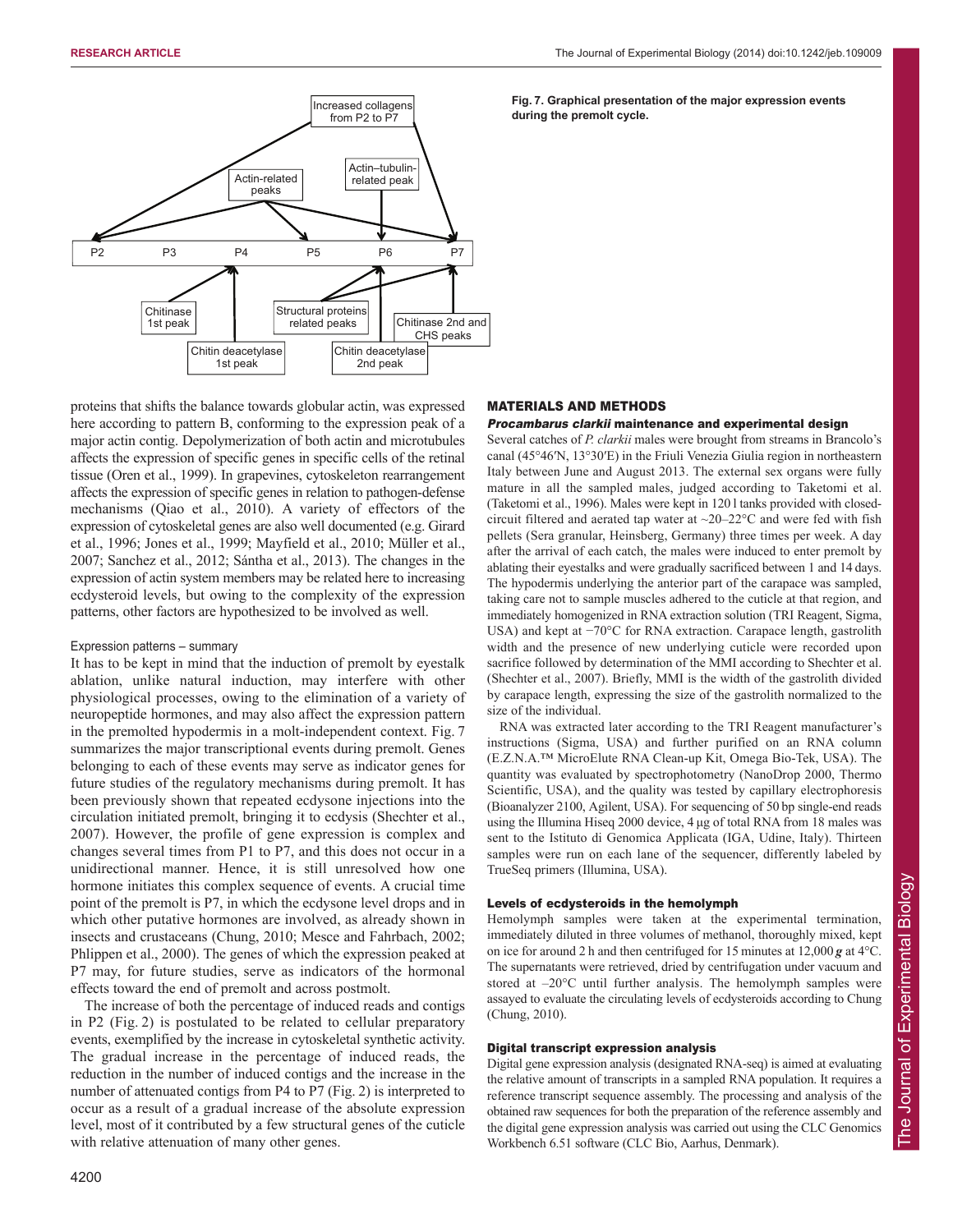Fig. 7. Graphical presentation of the major expression events during the premolt cycle.

proteins that shifts the balance towards globular actin, was expressed here according to pattern B, conforming to the expression peak of a major actin contig. Depolymerization of both actin and microtubules affects the expression of specific genes in specific cells of the retinal tissue (Oren et al., 1999). In grapevines, cytoskeleton rearrangement affects the expression of specific genes in relation to pathogen-defense mechanisms (Qiao et al., 2010). A variety of effectors of the expression of cytoskeletal genes are also well documented (e.g. Girard et al., 1996; Jones et al., 1999; Mayfield et al., 2010; Müller et al., 2007; Sanchez et al., 2012; Sántha et al., 2013). The changes in the expression of actin system members may be related here to increasing ecdysteroid levels, but owing to the complexity of the expression patterns, other factors are hypothesized to be involved as well.

### Expression patterns – summary

It has to be kept in mind that the induction of premolt by eyestalk ablation, unlike natural induction, may interfere with other physiological processes, owing to the elimination of a variety of neuropeptide hormones, and may also affect the expression pattern in the premolted hypodermis in a molt-independent context. Fig. 7 summarizes the major transcriptional events during premolt. Genes belonging to each of these events may serve as indicator genes for future studies of the regulatory mechanisms during premolt. It has been previously shown that repeated ecdysone injections into the circulation initiated premolt, bringing it to ecdysis (Shechter et al., 2007). However, the profile of gene expression is complex and changes several times from P1 to P7, and this does not occur in a unidirectional manner. Hence, it is still unresolved how one hormone initiates this complex sequence of events. A crucial time point of the premolt is P7, in which the ecdysone level drops and in which other putative hormones are involved, as already shown in insects and crustaceans (Chung, 2010; Mesce and Fahrbach, 2002; Phlippen et al., 2000). The genes of which the expression peaked at P7 may, for future studies, serve as indicators of the hormonal effects toward the end of premolt and across postmolt.

The increase of both the percentage of induced reads and contigs in P2 (Fig. 2) is postulated to be related to cellular preparatory events, exemplified by the increase in cytoskeletal synthetic activity. The gradual increase in the percentage of induced reads, the reduction in the number of induced contigs and the increase in the number of attenuated contigs from P4 to P7 (Fig. 2) is interpreted to occur as a result of a gradual increase of the absolute expression level, most of it contributed by a few structural genes of the cuticle with relative attenuation of many other genes.

## MATERIALS AND METHODS

### *Procambarus clarkii* maintenance and experimental design

Several catches of *P. clarkii* males were brought from streams in Brancolo's canal (45°46′N, 13°30′E) in the Friuli Venezia Giulia region in northeastern Italy between June and August 2013. The external sex organs were fully mature in all the sampled males, judged according to Taketomi et al. (Taketomi et al., 1996). Males were kept in 120 l tanks provided with closed-circuit filtered and aerated tap water at ~20–22°C and were fed with fish pellets (Sera granular, Heinsberg, Germany) three times per week. A day after the arrival of each catch, the males were induced to enter premolt by ablating their eyestalks and were gradually sacrificed between 1 and 14 days. The hypodermis underlying the anterior part of the carapace was sampled, taking care not to sample muscles adhered to the cuticle at that region, and immediately homogenized in RNA extraction solution (TRI Reagent, Sigma, USA) and kept at −70°C for RNA extraction. Carapace length, gastrolith width and the presence of new underlying cuticle were recorded upon sacrifice followed by determination of the MMI according to Shechter et al. (Shechter et al., 2007). Briefly, MMI is the width of the gastrolith divided by carapace length, expressing the size of the gastrolith normalized to the size of the individual.

RNA was extracted later according to the TRI Reagent manufacturer's instructions (Sigma, USA) and further purified on an RNA column (E.Z.N.A.™ MicroElute RNA Clean-up Kit, Omega Bio-Tek, USA). The quantity was evaluated by spectrophotometry (NanoDrop 2000, Thermo Scientific, USA), and the quality was tested by capillary electrophoresis (Bioanalyzer 2100, Agilent, USA). For sequencing of 50 bp single-end reads using the Illumina Hiseq 2000 device, 4 μg of total RNA from 18 males was sent to the Istituto di Genomica Applicata (IGA, Udine, Italy). Thirteen samples were run on each lane of the sequencer, differently labeled by TrueSeq primers (Illumina, USA).

### Levels of ecdysteroids in the hemolymph

Hemolymph samples were taken at the experimental termination, immediately diluted in three volumes of methanol, thoroughly mixed, kept on ice for around 2 h and then centrifuged for 15 minutes at 12,000 ***g*** at 4°C. The supernatants were retrieved, dried by centrifugation under vacuum and stored at −20°C until further analysis. The hemolymph samples were assayed to evaluate the circulating levels of ecdysteroids according to Chung (Chung, 2010).

### Digital transcript expression analysis

Digital gene expression analysis (designated RNA-seq) is aimed at evaluating the relative amount of transcripts in a sampled RNA population. It requires a reference transcript sequence assembly. The processing and analysis of the obtained raw sequences for both the preparation of the reference assembly and the digital gene expression analysis was carried out using the CLC Genomics Workbench 6.51 software (CLC Bio, Aarhus, Denmark).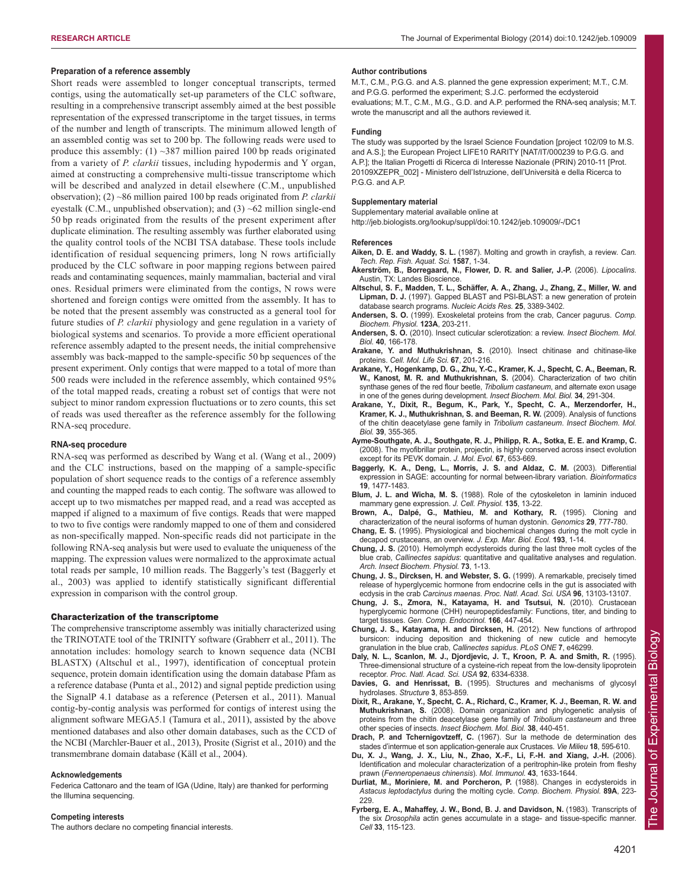### Preparation of a reference assembly

Short reads were assembled to longer conceptual transcripts, termed contigs, using the automatically set-up parameters of the CLC software, resulting in a comprehensive transcript assembly aimed at the best possible representation of the expressed transcriptome in the target tissues, in terms of the number and length of transcripts. The minimum allowed length of an assembled contig was set to 200 bp. The following reads were used to produce this assembly: (1) ~387 million paired 100 bp reads originated from a variety of *P. clarkii* tissues, including hypodermis and Y organ, aimed at constructing a comprehensive multi-tissue transcriptome which will be described and analyzed in detail elsewhere (C.M., unpublished observation); (2) ~86 million paired 100 bp reads originated from *P. clarkii* eyestalk (C.M., unpublished observation); and (3) ~62 million single-end 50 bp reads originated from the results of the present experiment after duplicate elimination. The resulting assembly was further elaborated using the quality control tools of the NCBI TSA database. These tools include identification of residual sequencing primers, long N rows artificially produced by the CLC software in poor mapping regions between paired reads and contaminating sequences, mainly mammalian, bacterial and viral ones. Residual primers were eliminated from the contigs, N rows were shortened and foreign contigs were omitted from the assembly. It has to be noted that the present assembly was constructed as a general tool for future studies of *P. clarkii* physiology and gene regulation in a variety of biological systems and scenarios. To provide a more efficient operational reference assembly adapted to the present needs, the initial comprehensive assembly was back-mapped to the sample-specific 50 bp sequences of the present experiment. Only contigs that were mapped to a total of more than 500 reads were included in the reference assembly, which contained 95% of the total mapped reads, creating a robust set of contigs that were not subject to minor random expression fluctuations or to zero counts, this set of reads was used thereafter as the reference assembly for the following RNA-seq procedure.

### RNA-seq procedure

RNA-seq was performed as described by Wang et al. (Wang et al., 2009) and the CLC instructions, based on the mapping of a sample-specific population of short sequence reads to the contigs of a reference assembly and counting the mapped reads to each contig. The software was allowed to accept up to two mismatches per mapped read, and a read was accepted as mapped if aligned to a maximum of five contigs. Reads that were mapped to two to five contigs were randomly mapped to one of them and considered as non-specifically mapped. Non-specific reads did not participate in the following RNA-seq analysis but were used to evaluate the uniqueness of the mapping. The expression values were normalized to the approximate actual total reads per sample, 10 million reads. The Baggerly's test (Baggerly et al., 2003) was applied to identify statistically significant differential expression in comparison with the control group.

## Characterization of the transcriptome

The comprehensive transcriptome assembly was initially characterized using the TRINOTATE tool of the TRINITY software (Grabherr et al., 2011). The annotation includes: homology search to known sequence data (NCBI BLASTX) (Altschul et al., 1997), identification of conceptual protein sequence, protein domain identification using the domain database Pfam as a reference database (Punta et al., 2012) and signal peptide prediction using the SignalP 4.1 database as a reference (Petersen et al., 2011). Manual contig-by-contig analysis was performed for contigs of interest using the alignment software MEGA5.1 (Tamura et al., 2011), assisted by the above mentioned databases and also other domain databases, such as the CCD of the NCBI (Marchler-Bauer et al., 2013), Prosite (Sigrist et al., 2010) and the transmembrane domain database (Käll et al., 2004).

#### Acknowledgements

Federica Cattonaro and the team of IGA (Udine, Italy) are thanked for performing the Illumina sequencing.

#### Competing interests

The authors declare no competing financial interests.

#### Author contributions

M.T., C.M., P.G.G. and A.S. planned the gene expression experiment; M.T., C.M. and P.G.G. performed the experiment; S.J.C. performed the ecdysteroid evaluations; M.T., C.M., M.G., G.D. and A.P. performed the RNA-seq analysis; M.T. wrote the manuscript and all the authors reviewed it.

#### Funding

The study was supported by the Israel Science Foundation [project 102/09 to M.S. and A.S.]; the European Project LIFE10 RARITY [NAT/IT/000239 to P.G.G. and A.P.]; the Italian Progetti di Ricerca di Interesse Nazionale (PRIN) 2010-11 [Prot. 20109XZEPR_002] - Ministero dell'Istruzione, dell'Università e della Ricerca to P.G.G. and A.P.

#### Supplementary material

Supplementary material available online at
http://jeb.biologists.org/lookup/suppl/doi:10.1242/jeb.109009/-/DC1

#### References

**Aiken, D. E. and Waddy, S. L.** (1987). Molting and growth in crayfish, a review. *Can. Tech. Rep. Fish. Aquat. Sci.* **1587**, 1-34.

**Åkerström, B., Borregaard, N., Flower, D. R. and Salier, J.-P.** (2006). *Lipocalins*. Austin, TX: Landes Bioscience.

**Altschul, S. F., Madden, T. L., Schäffer, A. A., Zhang, J., Zhang, Z., Miller, W. and Lipman, D. J.** (1997). Gapped BLAST and PSI-BLAST: a new generation of protein database search programs. *Nucleic Acids Res.* **25**, 3389-3402.

**Andersen, S. O.** (1999). Exoskeletal proteins from the crab, Cancer pagurus. *Comp. Biochem. Physiol.* **123A**, 203-211.

**Andersen, S. O.** (2010). Insect cuticular sclerotization: a review. *Insect Biochem. Mol. Biol.* **40**, 166-178.

**Arakane, Y. and Muthukrishnan, S.** (2010). Insect chitinase and chitinase-like proteins. *Cell. Mol. Life Sci.* **67**, 201-216.

**Arakane, Y., Hogenkamp, D. G., Zhu, Y.-C., Kramer, K. J., Specht, C. A., Beeman, R. W., Kanost, M. R. and Muthukrishnan, S.** (2004). Characterization of two chitin synthase genes of the red flour beetle, *Tribolium castaneum*, and alternate exon usage in one of the genes during development. *Insect Biochem. Mol. Biol.* **34**, 291-304.

**Arakane, Y., Dixit, R., Begum, K., Park, Y., Specht, C. A., Merzendorfer, H., Kramer, K. J., Muthukrishnan, S. and Beeman, R. W.** (2009). Analysis of functions of the chitin deacetylase gene family in *Tribolium castaneum*. *Insect Biochem. Mol. Biol.* **39**, 355-365.

**Ayme-Southgate, A. J., Southgate, R. J., Philipp, R. A., Sotka, E. E. and Kramp, C.** (2008). The myofibrillar protein, projectin, is highly conserved across insect evolution except for its PEVK domain. *J. Mol. Evol.* **67**, 653-669.

**Baggerly, K. A., Deng, L., Morris, J. S. and Aldaz, C. M.** (2003). Differential expression in SAGE: accounting for normal between-library variation. *Bioinformatics* **19**, 1477-1483.

**Blum, J. L. and Wicha, M. S.** (1988). Role of the cytoskeleton in laminin induced mammary gene expression. *J. Cell. Physiol.* **135**, 13-22.

**Brown, A., Dalpé, G., Mathieu, M. and Kothary, R.** (1995). Cloning and characterization of the neural isoforms of human dystonin. *Genomics* **29**, 777-780.

**Chang, E. S.** (1995). Physiological and biochemical changes during the molt cycle in decapod crustaceans, an overview. *J. Exp. Mar. Biol. Ecol.* **193**, 1-14.

**Chung, J. S.** (2010). Hemolymph ecdysteroids during the last three molt cycles of the blue crab, *Callinectes sapidus*: quantitative and qualitative analyses and regulation. *Arch. Insect Biochem. Physiol.* **73**, 1-13.

**Chung, J. S., Dircksen, H. and Webster, S. G.** (1999). A remarkable, precisely timed release of hyperglycemic hormone from endocrine cells in the gut is associated with ecdysis in the crab *Carcinus maenas*. *Proc. Natl. Acad. Sci. USA* **96**, 13103-13107.

**Chung, J. S., Zmora, N., Katayama, H. and Tsutsui, N.** (2010). Crustacean hyperglycemic hormone (CHH) neuropeptidesfamily: Functions, titer, and binding to target tissues. *Gen. Comp. Endocrinol.* **166**, 447-454.

**Chung, J. S., Katayama, H. and Dircksen, H.** (2012). New functions of arthropod bursicon: inducing deposition and thickening of new cuticle and hemocyte granulation in the blue crab, *Callinectes sapidus*. *PLoS ONE* **7**, e46299.

**Daly, N. L., Scanlon, M. J., Djordjevic, J. T., Kroon, P. A. and Smith, R.** (1995). Three-dimensional structure of a cysteine-rich repeat from the low-density lipoprotein receptor. *Proc. Natl. Acad. Sci. USA* **92**, 6334-6338.

**Davies, G. and Henrissat, B.** (1995). Structures and mechanisms of glycosyl hydrolases. *Structure* **3**, 853-859.

**Dixit, R., Arakane, Y., Specht, C. A., Richard, C., Kramer, K. J., Beeman, R. W. and Muthukrishnan, S.** (2008). Domain organization and phylogenetic analysis of proteins from the chitin deacetylase gene family of *Tribolium castaneum* and three other species of insects. *Insect Biochem. Mol. Biol.* **38**, 440-451.

**Drach, P. and Tchernigovtzeff, C.** (1967). Sur la methode de determination des stades d'intermue et son application-generale aux Crustaces. *Vie Milieu* **18**, 595-610.

**Du, X. J., Wang, J. X., Liu, N., Zhao, X.-F., Li, F.-H. and Xiang, J.-H.** (2006). Identification and molecular characterization of a peritrophin-like protein from fleshy prawn (*Fenneropenaeus chinensis*). *Mol. Immunol.* **43**, 1633-1644.

**Durliat, M., Moriniere, M. and Porcheron, P.** (1988). Changes in ecdysteroids in *Astacus leptodactylus* during the molting cycle. *Comp. Biochem. Physiol.* **89A**, 223-229.

**Fyrberg, E. A., Mahaffey, J. W., Bond, B. J. and Davidson, N.** (1983). Transcripts of the six *Drosophila* actin genes accumulate in a stage- and tissue-specific manner. *Cell* **33**, 115-123.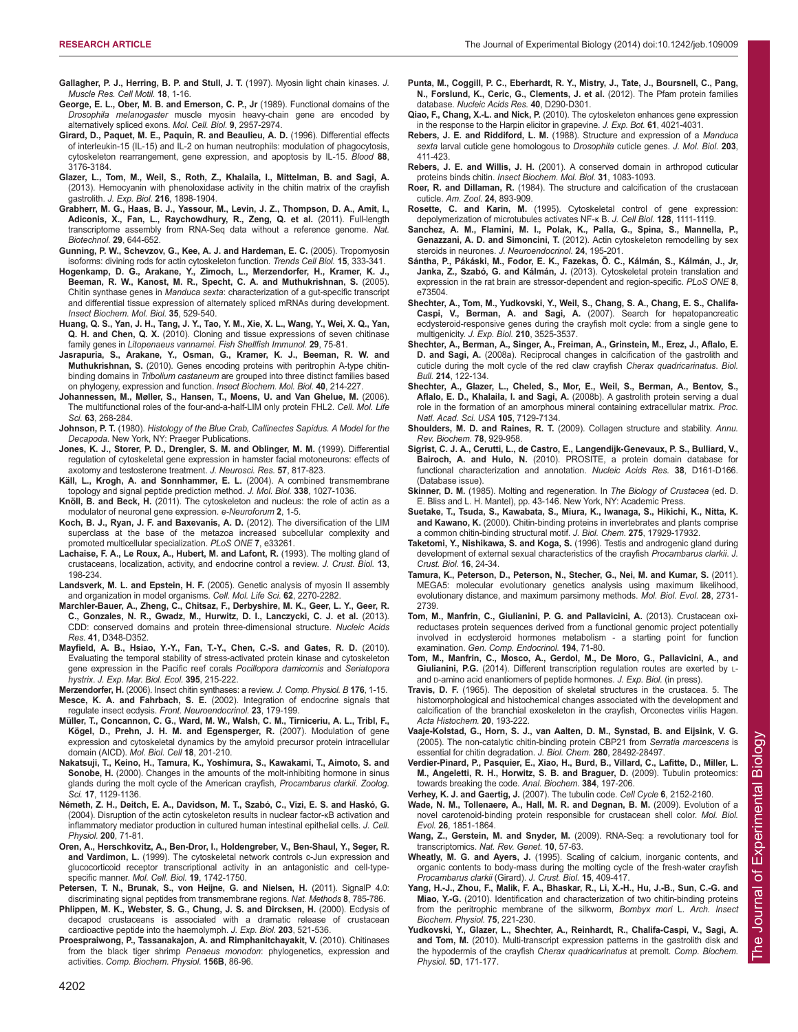**Gallagher, P. J., Herring, B. P. and Stull, J. T.** (1997). Myosin light chain kinases. *J. Muscle Res. Cell Motil.* **18**, 1-16.

**George, E. L., Ober, M. B. and Emerson, C. P., Jr** (1989). Functional domains of the *Drosophila melanogaster* muscle myosin heavy-chain gene are encoded by alternatively spliced exons. *Mol. Cell. Biol.* **9**, 2957-2974.

**Girard, D., Paquet, M. E., Paquin, R. and Beaulieu, A. D.** (1996). Differential effects of interleukin-15 (IL-15) and IL-2 on human neutrophils: modulation of phagocytosis, cytoskeleton rearrangement, gene expression, and apoptosis by IL-15. *Blood* **88**, 3176-3184.

**Glazer, L., Tom, M., Weil, S., Roth, Z., Khalaila, I., Mittelman, B. and Sagi, A.** (2013). Hemocyanin with phenoloxidase activity in the chitin matrix of the crayfish gastrolith. *J. Exp. Biol.* **216**, 1898-1904.

**Grabherr, M. G., Haas, B. J., Yassour, M., Levin, J. Z., Thompson, D. A., Amit, I., Adiconis, X., Fan, L., Raychowdhury, R., Zeng, Q. et al.** (2011). Full-length transcriptome assembly from RNA-Seq data without a reference genome. *Nat. Biotechnol.* **29**, 644-652.

**Gunning, P. W., Schevzov, G., Kee, A. J. and Hardeman, E. C.** (2005). Tropomyosin isoforms: divining rods for actin cytoskeleton function. *Trends Cell Biol.* **15**, 333-341.

**Hogenkamp, D. G., Arakane, Y., Zimoch, L., Merzendorfer, H., Kramer, K. J., Beeman, R. W., Kanost, M. R., Specht, C. A. and Muthukrishnan, S.** (2005). Chitin synthase genes in *Manduca sexta*: characterization of a gut-specific transcript and differential tissue expression of alternately spliced mRNAs during development. *Insect Biochem. Mol. Biol.* **35**, 529-540.

**Huang, Q. S., Yan, J. H., Tang, J. Y., Tao, Y. M., Xie, X. L., Wang, Y., Wei, X. Q., Yan, Q. H. and Chen, Q. X.** (2010). Cloning and tissue expressions of seven chitinase family genes in *Litopenaeus vannamei*. *Fish Shellfish Immunol.* **29**, 75-81.

**Jasrapuria, S., Arakane, Y., Osman, G., Kramer, K. J., Beeman, R. W. and Muthukrishnan, S.** (2010). Genes encoding proteins with peritrophin A-type chitin-binding domains in *Tribolium castaneum* are grouped into three distinct families based on phylogeny, expression and function. *Insect Biochem. Mol. Biol.* **40**, 214-227.

**Johannessen, M., Møller, S., Hansen, T., Moens, U. and Van Ghelue, M.** (2006). The multifunctional roles of the four-and-a-half-LIM only protein FHL2. *Cell. Mol. Life Sci.* **63**, 268-284.

**Johnson, P. T.** (1980). *Histology of the Blue Crab, Callinectes Sapidus. A Model for the Decapoda.* New York, NY: Praeger Publications.

**Jones, K. J., Storer, P. D., Drengler, S. M. and Oblinger, M. M.** (1999). Differential regulation of cytoskeletal gene expression in hamster facial motoneurons: effects of axotomy and testosterone treatment. *J. Neurosci. Res.* **57**, 817-823.

**Käll, L., Krogh, A. and Sonnhammer, E. L.** (2004). A combined transmembrane topology and signal peptide prediction method. *J. Mol. Biol.* **338**, 1027-1036.

**Knöll, B. and Beck, H.** (2011). The cytoskeleton and nucleus: the role of actin as a modulator of neuronal gene expression. *e-Neuroforum* **2**, 1-5.

**Koch, B. J., Ryan, J. F. and Baxevanis, A. D.** (2012). The diversification of the LIM superclass at the base of the metazoa increased subcellular complexity and promoted multicellular specialization. *PLoS ONE* **7**, e33261.

**Lachaise, F. A., Le Roux, A., Hubert, M. and Lafont, R.** (1993). The molting gland of crustaceans, localization, activity, and endocrine control a review. *J. Crust. Biol.* **13**, 198-234.

**Landsverk, M. L. and Epstein, H. F.** (2005). Genetic analysis of myosin II assembly and organization in model organisms. *Cell. Mol. Life Sci.* **62**, 2270-2282.

**Marchler-Bauer, A., Zheng, C., Chitsaz, F., Derbyshire, M. K., Geer, L. Y., Geer, R. C., Gonzales, N. R., Gwadz, M., Hurwitz, D. I., Lanczycki, C. J. et al.** (2013). CDD: conserved domains and protein three-dimensional structure. *Nucleic Acids Res.* **41**, D348-D352.

**Mayfield, A. B., Hsiao, Y.-Y., Fan, T.-Y., Chen, C.-S. and Gates, R. D.** (2010). Evaluating the temporal stability of stress-activated protein kinase and cytoskeleton gene expression in the Pacific reef corals *Pocillopora damicornis* and *Seriatopora hystrix*. *J. Exp. Mar. Biol. Ecol.* **395**, 215-222.

**Merzendorfer, H.** (2006). Insect chitin synthases: a review. *J. Comp. Physiol. B* **176**, 1-15.

**Mesce, K. A. and Fahrbach, S. E.** (2002). Integration of endocrine signals that regulate insect ecdysis. *Front. Neuroendocrinol.* **23**, 179-199.

**Müller, T., Concannon, C. G., Ward, M. W., Walsh, C. M., Tirniceriu, A. L., Tribl, F., Kögel, D., Prehn, J. H. M. and Egensperger, R.** (2007). Modulation of gene expression and cytoskeletal dynamics by the amyloid precursor protein intracellular domain (AICD). *Mol. Biol. Cell* **18**, 201-210.

**Nakatsuji, T., Keino, H., Tamura, K., Yoshimura, S., Kawakami, T., Aimoto, S. and Sonobe, H.** (2000). Changes in the amounts of the molt-inhibiting hormone in sinus glands during the molt cycle of the American crayfish, *Procambarus clarkii*. *Zoolog. Sci.* **17**, 1129-1136.

**Németh, Z. H., Deitch, E. A., Davidson, M. T., Szabó, C., Vizi, E. S. and Haskó, G.** (2004). Disruption of the actin cytoskeleton results in nuclear factor-κB activation and inflammatory mediator production in cultured human intestinal epithelial cells. *J. Cell. Physiol.* **200**, 71-81.

**Oren, A., Herschkovitz, A., Ben-Dror, I., Holdengreber, V., Ben-Shaul, Y., Seger, R. and Vardimon, L.** (1999). The cytoskeletal network controls c-Jun expression and glucocorticoid receptor transcriptional activity in an antagonistic and cell-type-specific manner. *Mol. Cell. Biol.* **19**, 1742-1750.

**Petersen, T. N., Brunak, S., von Heijne, G. and Nielsen, H.** (2011). SignalP 4.0: discriminating signal peptides from transmembrane regions. *Nat. Methods* **8**, 785-786.

**Phlippen, M. K., Webster, S. G., Chung, J. S. and Dircksen, H.** (2000). Ecdysis of decapod crustaceans is associated with a dramatic release of crustacean cardioactive peptide into the haemolymph. *J. Exp. Biol.* **203**, 521-536.

**Proespraiwong, P., Tassanakajon, A. and Rimphanitchayakit, V.** (2010). Chitinases from the black tiger shrimp *Penaeus monodon*: phylogenetics, expression and activities. *Comp. Biochem. Physiol.* **156B**, 86-96.

**Punta, M., Coggill, P. C., Eberhardt, R. Y., Mistry, J., Tate, J., Boursnell, C., Pang, N., Forslund, K., Ceric, G., Clements, J. et al.** (2012). The Pfam protein families database. *Nucleic Acids Res.* **40**, D290-D301.

**Qiao, F., Chang, X.-L. and Nick, P.** (2010). The cytoskeleton enhances gene expression in the response to the Harpin elicitor in grapevine. *J. Exp. Bot.* **61**, 4021-4031.

**Rebers, J. E. and Riddiford, L. M.** (1988). Structure and expression of a *Manduca sexta* larval cuticle gene homologous to *Drosophila* cuticle genes. *J. Mol. Biol.* **203**, 411-423.

**Rebers, J. E. and Willis, J. H.** (2001). A conserved domain in arthropod cuticular proteins binds chitin. *Insect Biochem. Mol. Biol.* **31**, 1083-1093.

**Roer, R. and Dillaman, R.** (1984). The structure and calcification of the crustacean cuticle. *Am. Zool.* **24**, 893-909.

**Rosette, C. and Karin, M.** (1995). Cytoskeletal control of gene expression: depolymerization of microtubules activates NF-κ B. *J. Cell Biol.* **128**, 1111-1119.

**Sanchez, A. M., Flamini, M. I., Polak, K., Palla, G., Spina, S., Mannella, P., Genazzani, A. D. and Simoncini, T.** (2012). Actin cytoskeleton remodelling by sex steroids in neurones. *J. Neuroendocrinol.* **24**, 195-201.

**Sántha, P., Pákáski, M., Fodor, E. K., Fazekas, Ö. C., Kálmán, S., Kálmán, J., Jr, Janka, Z., Szabó, G. and Kálmán, J.** (2013). Cytoskeletal protein translation and expression in the rat brain are stressor-dependent and region-specific. *PLoS ONE* **8**, e73504.

**Shechter, A., Tom, M., Yudkovski, Y., Weil, S., Chang, S. A., Chang, E. S., Chalifa-Caspi, V., Berman, A. and Sagi, A.** (2007). Search for hepatopancreatic ecdysteroid-responsive genes during the crayfish molt cycle: from a single gene to multigenicity. *J. Exp. Biol.* **210**, 3525-3537.

**Shechter, A., Berman, A., Singer, A., Freiman, A., Grinstein, M., Erez, J., Aflalo, E. D. and Sagi, A.** (2008a). Reciprocal changes in calcification of the gastrolith and cuticle during the molt cycle of the red claw crayfish *Cherax quadricarinatus*. *Biol. Bull.* **214**, 122-134.

**Shechter, A., Glazer, L., Cheled, S., Mor, E., Weil, S., Berman, A., Bentov, S., Aflalo, E. D., Khalaila, I. and Sagi, A.** (2008b). A gastrolith protein serving a dual role in the formation of an amorphous mineral containing extracellular matrix. *Proc. Natl. Acad. Sci. USA* **105**, 7129-7134.

**Shoulders, M. D. and Raines, R. T.** (2009). Collagen structure and stability. *Annu. Rev. Biochem.* **78**, 929-958.

**Sigrist, C. J. A., Cerutti, L., de Castro, E., Langendijk-Genevaux, P. S., Bulliard, V., Bairoch, A. and Hulo, N.** (2010). PROSITE, a protein domain database for functional characterization and annotation. *Nucleic Acids Res.* **38**, D161-D166. (Database issue).

**Skinner, D. M.** (1985). Molting and regeneration. In *The Biology of Crustacea* (ed. D. E. Bliss and L. H. Mantel), pp. 43-146. New York, NY: Academic Press.

**Suetake, T., Tsuda, S., Kawabata, S., Miura, K., Iwanaga, S., Hikichi, K., Nitta, K. and Kawano, K.** (2000). Chitin-binding proteins in invertebrates and plants comprise a common chitin-binding structural motif. *J. Biol. Chem.* **275**, 17929-17932.

**Taketomi, Y., Nishikawa, S. and Koga, S.** (1996). Testis and androgenic gland during development of external sexual characteristics of the crayfish *Procambarus clarkii*. *J. Crust. Biol.* **16**, 24-34.

**Tamura, K., Peterson, D., Peterson, N., Stecher, G., Nei, M. and Kumar, S.** (2011). MEGA5: molecular evolutionary genetics analysis using maximum likelihood, evolutionary distance, and maximum parsimony methods. *Mol. Biol. Evol.* **28**, 2731-2739.

**Tom, M., Manfrin, C., Giulianini, P. G. and Pallavicini, A.** (2013). Crustacean oxi-reductases protein sequences derived from a functional genomic project potentially involved in ecdysteroid hormones metabolism - a starting point for function examination. *Gen. Comp. Endocrinol.* **194**, 71-80.

**Tom, M., Manfrin, C., Mosco, A., Gerdol, M., De Moro, G., Pallavicini, A., and Giulianini, P.G.** (2014). Different transcription regulation routes are exerted by L- and D-amino acid enantiomers of peptide hormones. *J. Exp. Biol.* (in press).

**Travis, D. F.** (1965). The deposition of skeletal structures in the crustacea. 5. The histomorphological and histochemical changes associated with the development and calcification of the branchial exoskeleton in the crayfish, Orconectes virilis Hagen. *Acta Histochem.* **20**, 193-222.

**Vaaje-Kolstad, G., Horn, S. J., van Aalten, D. M., Synstad, B. and Eijsink, V. G.** (2005). The non-catalytic chitin-binding protein CBP21 from *Serratia marcescens* is essential for chitin degradation. *J. Biol. Chem.* **280**, 28492-28497.

**Verdier-Pinard, P., Pasquier, E., Xiao, H., Burd, B., Villard, C., Lafitte, D., Miller, L. M., Angeletti, R. H., Horwitz, S. B. and Braguer, D.** (2009). Tubulin proteomics: towards breaking the code. *Anal. Biochem.* **384**, 197-206.

**Verhey, K. J. and Gaertig, J.** (2007). The tubulin code. *Cell Cycle* **6**, 2152-2160.

**Wade, N. M., Tollenaere, A., Hall, M. R. and Degnan, B. M.** (2009). Evolution of a novel carotenoid-binding protein responsible for crustacean shell color. *Mol. Biol. Evol.* **26**, 1851-1864.

**Wang, Z., Gerstein, M. and Snyder, M.** (2009). RNA-Seq: a revolutionary tool for transcriptomics. *Nat. Rev. Genet.* **10**, 57-63.

**Wheatly, M. G. and Ayers, J.** (1995). Scaling of calcium, inorganic contents, and organic contents to body-mass during the molting cycle of the fresh-water crayfish *Procambarus clarkii* (Girard). *J. Crust. Biol.* **15**, 409-417.

**Yang, H.-J., Zhou, F., Malik, F. A., Bhaskar, R., Li, X.-H., Hu, J.-B., Sun, C.-G. and Miao, Y.-G.** (2010). Identification and characterization of two chitin-binding proteins from the peritrophic membrane of the silkworm, *Bombyx mori* L. *Arch. Insect Biochem. Physiol.* **75**, 221-230.

**Yudkovski, Y., Glazer, L., Shechter, A., Reinhardt, R., Chalifa-Caspi, V., Sagi, A. and Tom, M.** (2010). Multi-transcript expression patterns in the gastrolith disk and the hypodermis of the crayfish *Cherax quadricarinatus* at premolt. *Comp. Biochem. Physiol.* **5D**, 171-177.